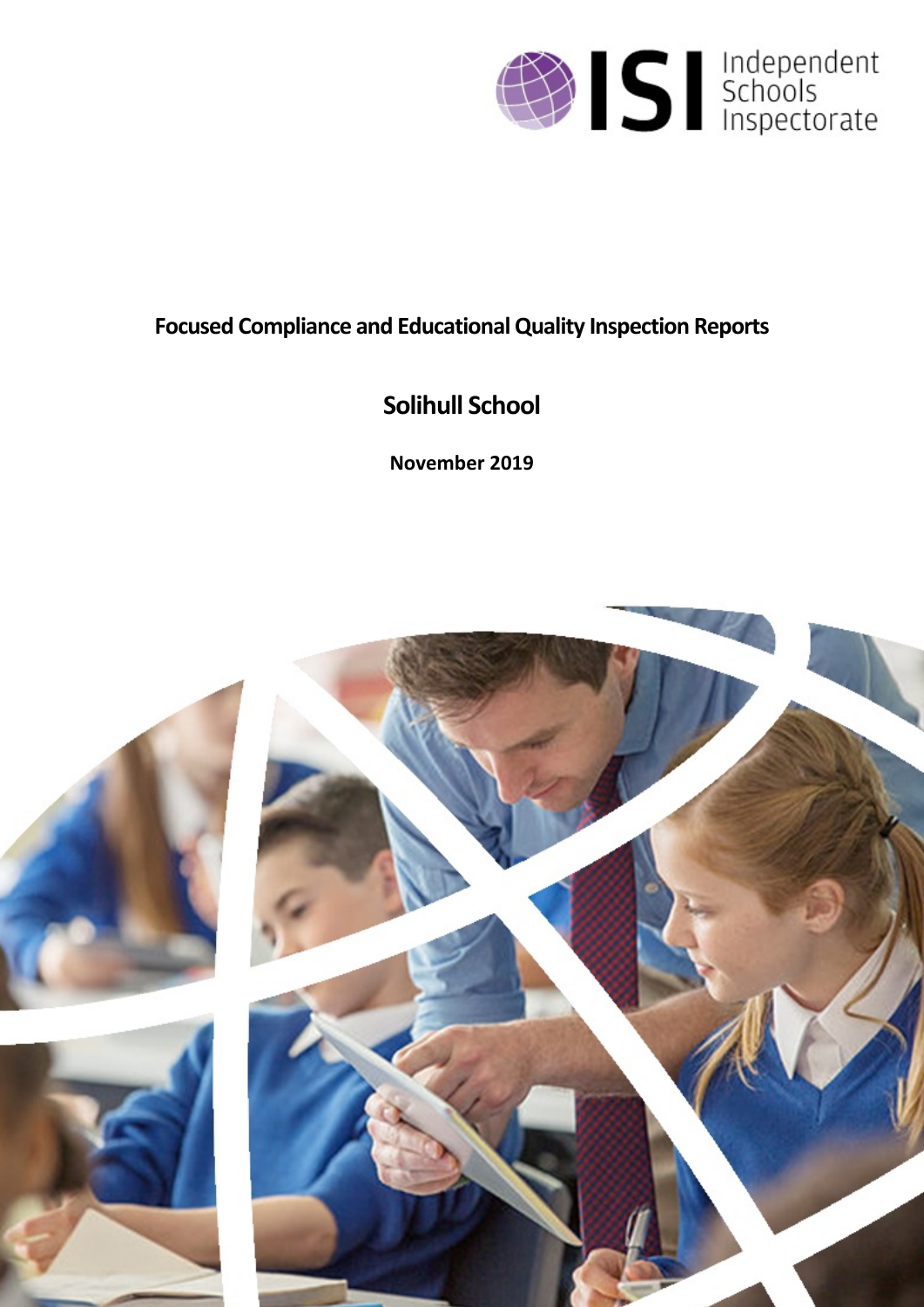ISI Independent Schools Inspectorate

**Focused Compliance and Educational Quality Inspection Reports**

# Solihull School

**November 2019**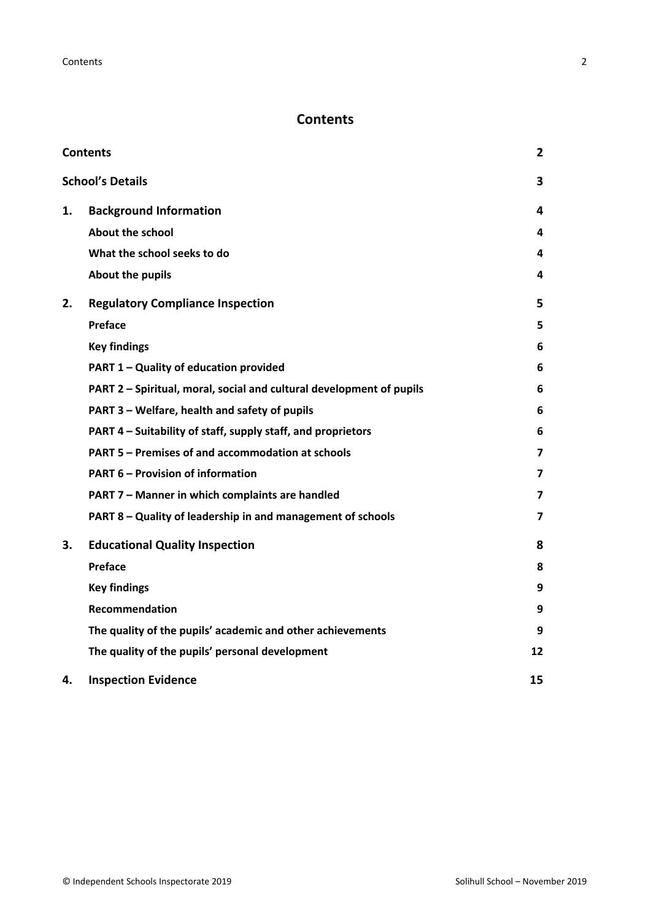# Contents

| | | |
|---|---|---|
| **Contents** | | **2** |
| **School's Details** | | **3** |
| **1.** | **Background Information** | **4** |
| | **About the school** | **4** |
| | **What the school seeks to do** | **4** |
| | **About the pupils** | **4** |
| **2.** | **Regulatory Compliance Inspection** | **5** |
| | **Preface** | **5** |
| | **Key findings** | **6** |
| | **PART 1 – Quality of education provided** | **6** |
| | **PART 2 – Spiritual, moral, social and cultural development of pupils** | **6** |
| | **PART 3 – Welfare, health and safety of pupils** | **6** |
| | **PART 4 – Suitability of staff, supply staff, and proprietors** | **6** |
| | **PART 5 – Premises of and accommodation at schools** | **7** |
| | **PART 6 – Provision of information** | **7** |
| | **PART 7 – Manner in which complaints are handled** | **7** |
| | **PART 8 – Quality of leadership in and management of schools** | **7** |
| **3.** | **Educational Quality Inspection** | **8** |
| | **Preface** | **8** |
| | **Key findings** | **9** |
| | **Recommendation** | **9** |
| | **The quality of the pupils' academic and other achievements** | **9** |
| | **The quality of the pupils' personal development** | **12** |
| **4.** | **Inspection Evidence** | **15** |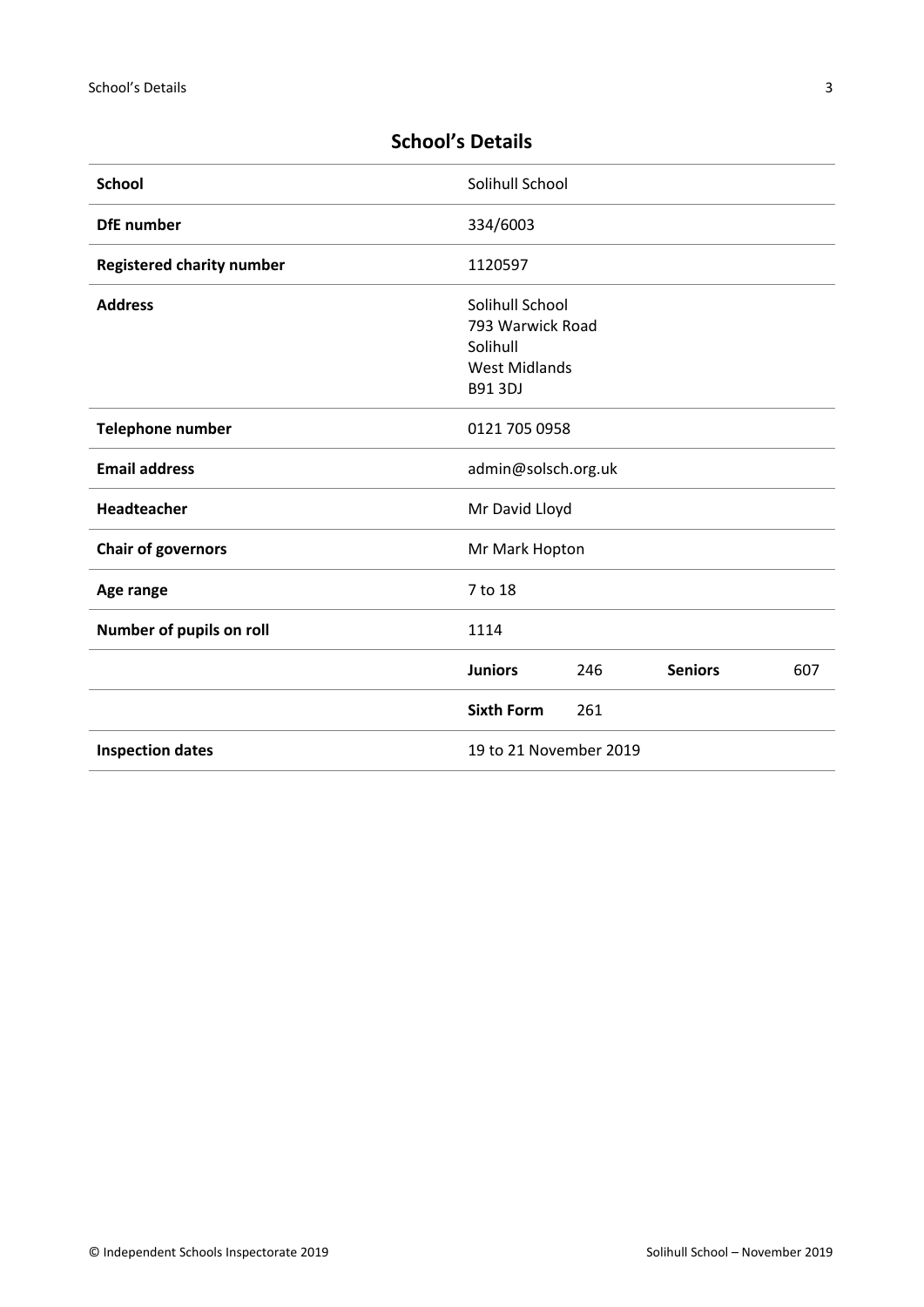## School's Details

| | | | | |
|---|---|---|---|---|
| **School** | Solihull School | | | |
| **DfE number** | 334/6003 | | | |
| **Registered charity number** | 1120597 | | | |
| **Address** | Solihull School<br>793 Warwick Road<br>Solihull<br>West Midlands<br>B91 3DJ | | | |
| **Telephone number** | 0121 705 0958 | | | |
| **Email address** | admin@solsch.org.uk | | | |
| **Headteacher** | Mr David Lloyd | | | |
| **Chair of governors** | Mr Mark Hopton | | | |
| **Age range** | 7 to 18 | | | |
| **Number of pupils on roll** | 1114 | | | |
| | **Juniors** | 246 | **Seniors** | 607 |
| | **Sixth Form** | 261 | | |
| **Inspection dates** | 19 to 21 November 2019 | | | |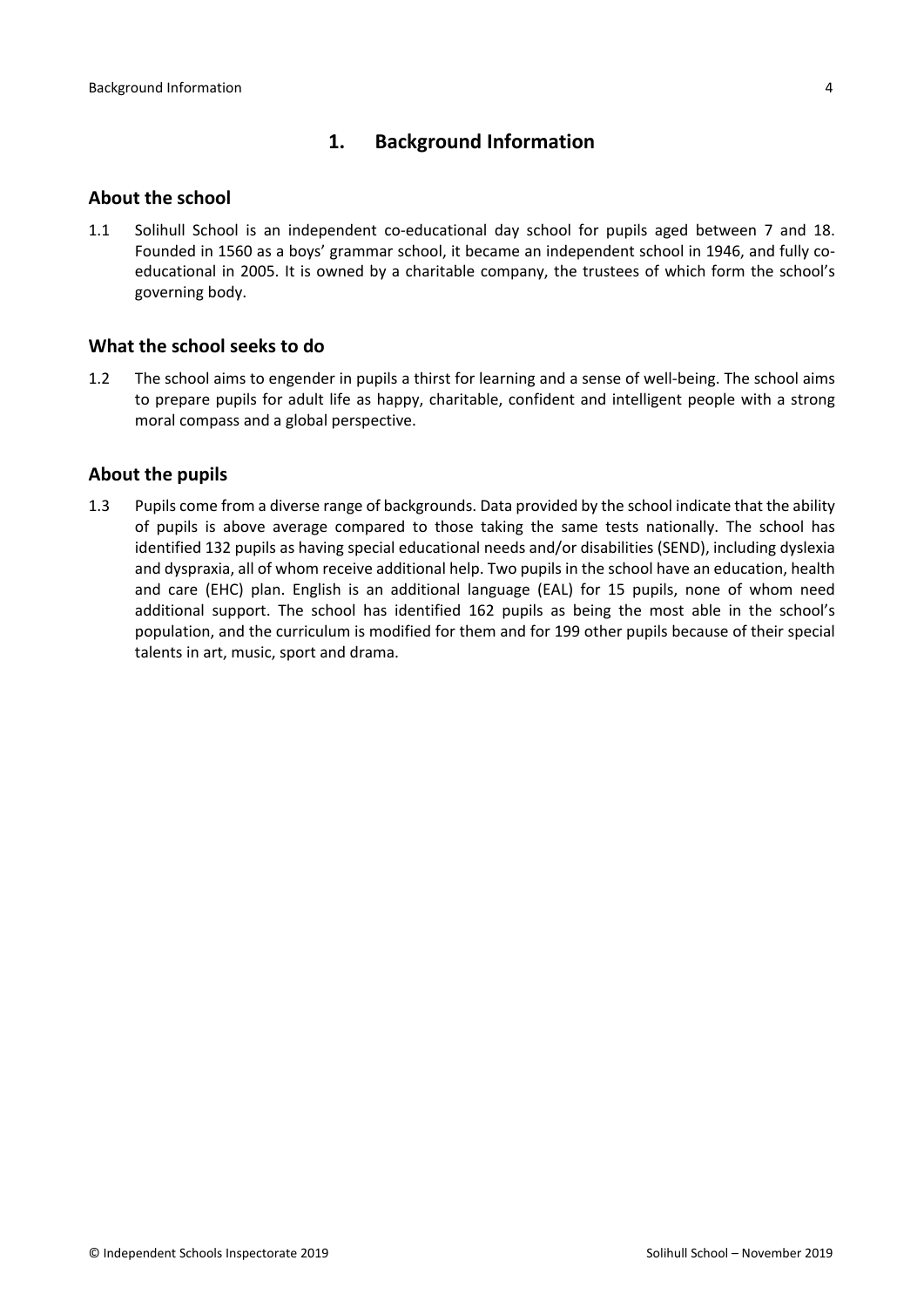## 1. Background Information

### About the school

1.1 Solihull School is an independent co-educational day school for pupils aged between 7 and 18. Founded in 1560 as a boys' grammar school, it became an independent school in 1946, and fully co-educational in 2005. It is owned by a charitable company, the trustees of which form the school's governing body.

### What the school seeks to do

1.2 The school aims to engender in pupils a thirst for learning and a sense of well-being. The school aims to prepare pupils for adult life as happy, charitable, confident and intelligent people with a strong moral compass and a global perspective.

### About the pupils

1.3 Pupils come from a diverse range of backgrounds. Data provided by the school indicate that the ability of pupils is above average compared to those taking the same tests nationally. The school has identified 132 pupils as having special educational needs and/or disabilities (SEND), including dyslexia and dyspraxia, all of whom receive additional help. Two pupils in the school have an education, health and care (EHC) plan. English is an additional language (EAL) for 15 pupils, none of whom need additional support. The school has identified 162 pupils as being the most able in the school's population, and the curriculum is modified for them and for 199 other pupils because of their special talents in art, music, sport and drama.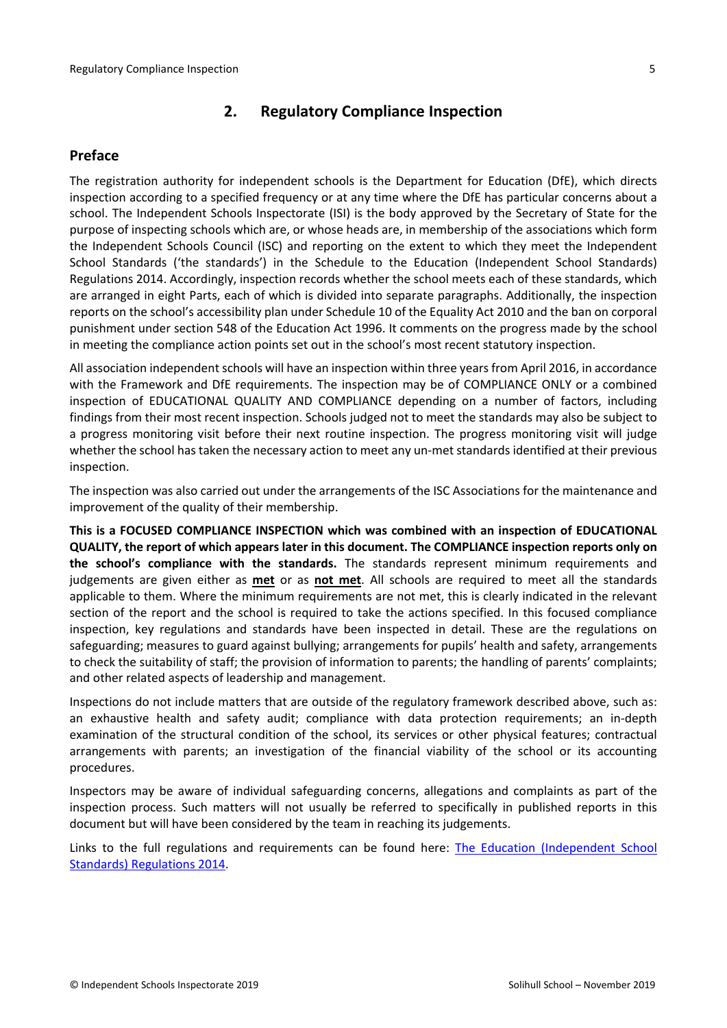## 2. Regulatory Compliance Inspection

### Preface

The registration authority for independent schools is the Department for Education (DfE), which directs inspection according to a specified frequency or at any time where the DfE has particular concerns about a school. The Independent Schools Inspectorate (ISI) is the body approved by the Secretary of State for the purpose of inspecting schools which are, or whose heads are, in membership of the associations which form the Independent Schools Council (ISC) and reporting on the extent to which they meet the Independent School Standards ('the standards') in the Schedule to the Education (Independent School Standards) Regulations 2014. Accordingly, inspection records whether the school meets each of these standards, which are arranged in eight Parts, each of which is divided into separate paragraphs. Additionally, the inspection reports on the school's accessibility plan under Schedule 10 of the Equality Act 2010 and the ban on corporal punishment under section 548 of the Education Act 1996. It comments on the progress made by the school in meeting the compliance action points set out in the school's most recent statutory inspection.

All association independent schools will have an inspection within three years from April 2016, in accordance with the Framework and DfE requirements. The inspection may be of COMPLIANCE ONLY or a combined inspection of EDUCATIONAL QUALITY AND COMPLIANCE depending on a number of factors, including findings from their most recent inspection. Schools judged not to meet the standards may also be subject to a progress monitoring visit before their next routine inspection. The progress monitoring visit will judge whether the school has taken the necessary action to meet any un-met standards identified at their previous inspection.

The inspection was also carried out under the arrangements of the ISC Associations for the maintenance and improvement of the quality of their membership.

**This is a FOCUSED COMPLIANCE INSPECTION which was combined with an inspection of EDUCATIONAL QUALITY, the report of which appears later in this document. The COMPLIANCE inspection reports only on the school's compliance with the standards.** The standards represent minimum requirements and judgements are given either as **met** or as **not met**. All schools are required to meet all the standards applicable to them. Where the minimum requirements are not met, this is clearly indicated in the relevant section of the report and the school is required to take the actions specified. In this focused compliance inspection, key regulations and standards have been inspected in detail. These are the regulations on safeguarding; measures to guard against bullying; arrangements for pupils' health and safety, arrangements to check the suitability of staff; the provision of information to parents; the handling of parents' complaints; and other related aspects of leadership and management.

Inspections do not include matters that are outside of the regulatory framework described above, such as: an exhaustive health and safety audit; compliance with data protection requirements; an in-depth examination of the structural condition of the school, its services or other physical features; contractual arrangements with parents; an investigation of the financial viability of the school or its accounting procedures.

Inspectors may be aware of individual safeguarding concerns, allegations and complaints as part of the inspection process. Such matters will not usually be referred to specifically in published reports in this document but will have been considered by the team in reaching its judgements.

Links to the full regulations and requirements can be found here: [The Education (Independent School Standards) Regulations 2014](The Education (Independent School Standards) Regulations 2014).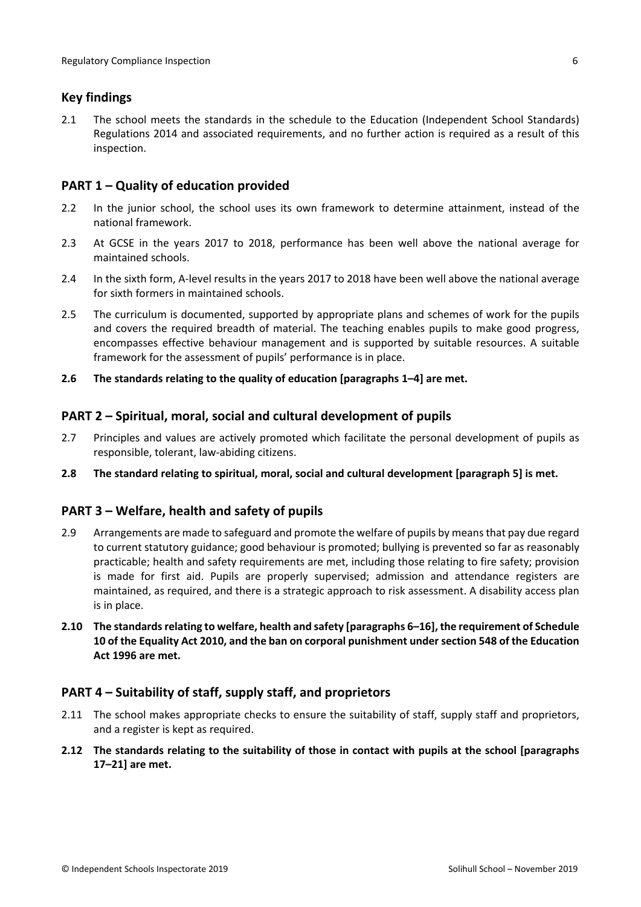## Key findings

2.1 The school meets the standards in the schedule to the Education (Independent School Standards) Regulations 2014 and associated requirements, and no further action is required as a result of this inspection.

## PART 1 – Quality of education provided

2.2 In the junior school, the school uses its own framework to determine attainment, instead of the national framework.

2.3 At GCSE in the years 2017 to 2018, performance has been well above the national average for maintained schools.

2.4 In the sixth form, A-level results in the years 2017 to 2018 have been well above the national average for sixth formers in maintained schools.

2.5 The curriculum is documented, supported by appropriate plans and schemes of work for the pupils and covers the required breadth of material. The teaching enables pupils to make good progress, encompasses effective behaviour management and is supported by suitable resources. A suitable framework for the assessment of pupils' performance is in place.

**2.6 The standards relating to the quality of education [paragraphs 1–4] are met.**

## PART 2 – Spiritual, moral, social and cultural development of pupils

2.7 Principles and values are actively promoted which facilitate the personal development of pupils as responsible, tolerant, law-abiding citizens.

**2.8 The standard relating to spiritual, moral, social and cultural development [paragraph 5] is met.**

## PART 3 – Welfare, health and safety of pupils

2.9 Arrangements are made to safeguard and promote the welfare of pupils by means that pay due regard to current statutory guidance; good behaviour is promoted; bullying is prevented so far as reasonably practicable; health and safety requirements are met, including those relating to fire safety; provision is made for first aid. Pupils are properly supervised; admission and attendance registers are maintained, as required, and there is a strategic approach to risk assessment. A disability access plan is in place.

**2.10 The standards relating to welfare, health and safety [paragraphs 6–16], the requirement of Schedule 10 of the Equality Act 2010, and the ban on corporal punishment under section 548 of the Education Act 1996 are met.**

## PART 4 – Suitability of staff, supply staff, and proprietors

2.11 The school makes appropriate checks to ensure the suitability of staff, supply staff and proprietors, and a register is kept as required.

**2.12 The standards relating to the suitability of those in contact with pupils at the school [paragraphs 17–21] are met.**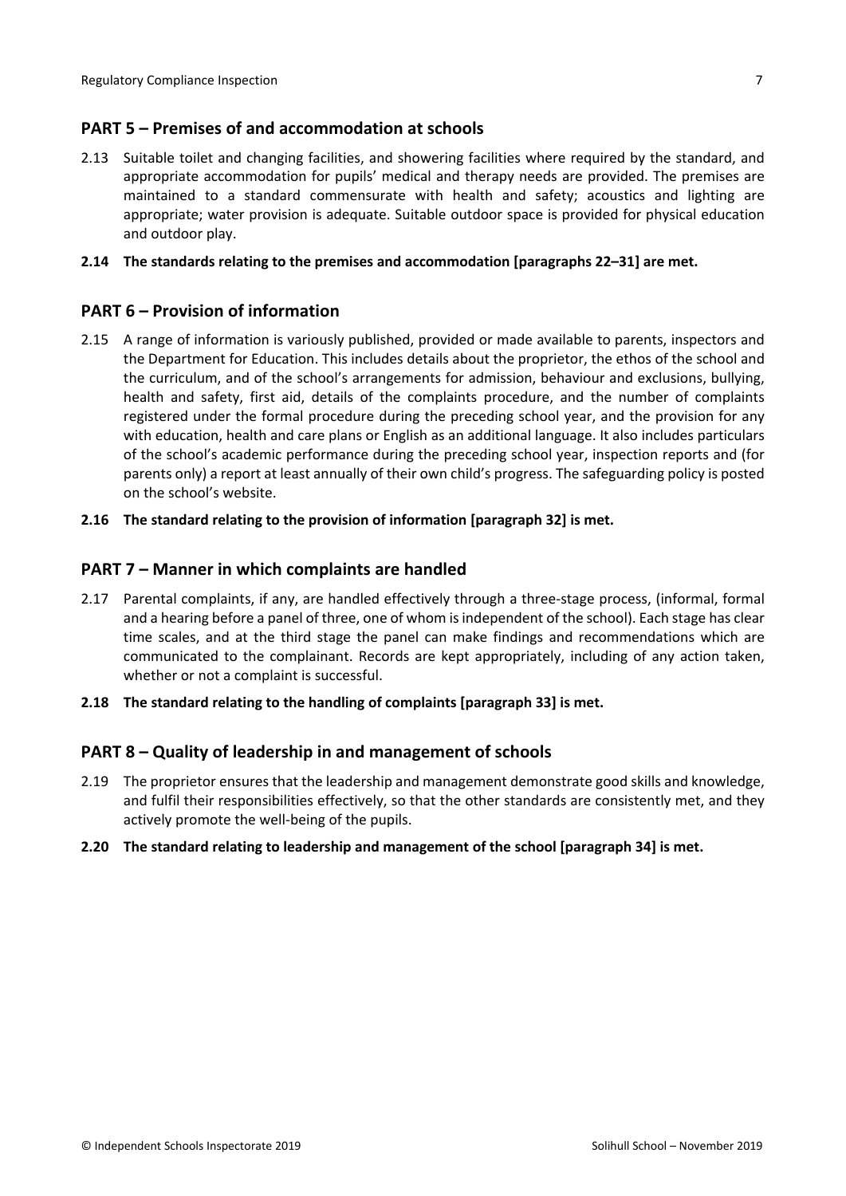## PART 5 – Premises of and accommodation at schools

2.13 Suitable toilet and changing facilities, and showering facilities where required by the standard, and appropriate accommodation for pupils' medical and therapy needs are provided. The premises are maintained to a standard commensurate with health and safety; acoustics and lighting are appropriate; water provision is adequate. Suitable outdoor space is provided for physical education and outdoor play.

**2.14 The standards relating to the premises and accommodation [paragraphs 22–31] are met.**

## PART 6 – Provision of information

2.15 A range of information is variously published, provided or made available to parents, inspectors and the Department for Education. This includes details about the proprietor, the ethos of the school and the curriculum, and of the school's arrangements for admission, behaviour and exclusions, bullying, health and safety, first aid, details of the complaints procedure, and the number of complaints registered under the formal procedure during the preceding school year, and the provision for any with education, health and care plans or English as an additional language. It also includes particulars of the school's academic performance during the preceding school year, inspection reports and (for parents only) a report at least annually of their own child's progress. The safeguarding policy is posted on the school's website.

**2.16 The standard relating to the provision of information [paragraph 32] is met.**

## PART 7 – Manner in which complaints are handled

2.17 Parental complaints, if any, are handled effectively through a three-stage process, (informal, formal and a hearing before a panel of three, one of whom is independent of the school). Each stage has clear time scales, and at the third stage the panel can make findings and recommendations which are communicated to the complainant. Records are kept appropriately, including of any action taken, whether or not a complaint is successful.

**2.18 The standard relating to the handling of complaints [paragraph 33] is met.**

## PART 8 – Quality of leadership in and management of schools

2.19 The proprietor ensures that the leadership and management demonstrate good skills and knowledge, and fulfil their responsibilities effectively, so that the other standards are consistently met, and they actively promote the well-being of the pupils.

**2.20 The standard relating to leadership and management of the school [paragraph 34] is met.**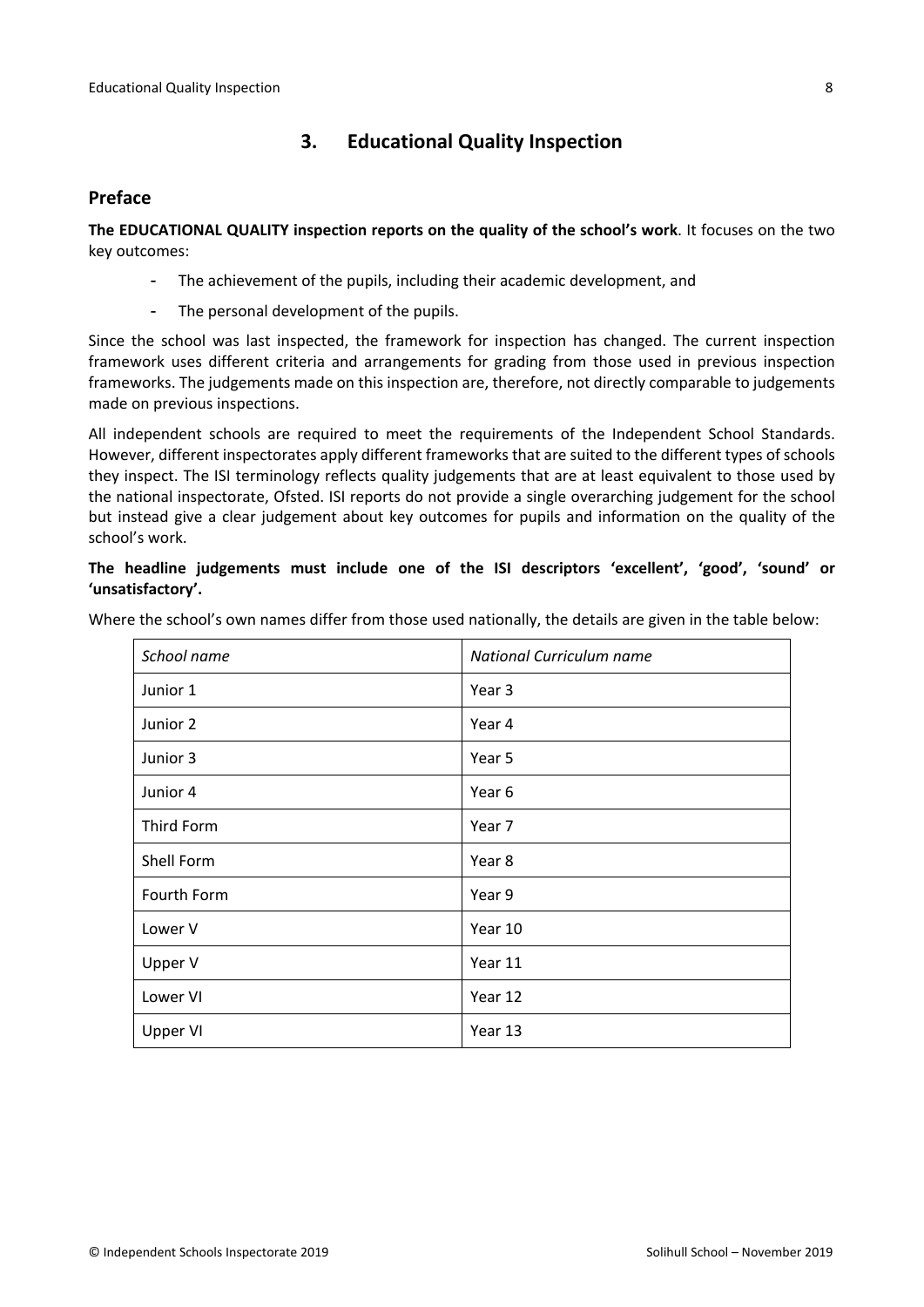## 3. Educational Quality Inspection

### Preface

**The EDUCATIONAL QUALITY inspection reports on the quality of the school's work**. It focuses on the two key outcomes:

- The achievement of the pupils, including their academic development, and
- The personal development of the pupils.

Since the school was last inspected, the framework for inspection has changed. The current inspection framework uses different criteria and arrangements for grading from those used in previous inspection frameworks. The judgements made on this inspection are, therefore, not directly comparable to judgements made on previous inspections.

All independent schools are required to meet the requirements of the Independent School Standards. However, different inspectorates apply different frameworks that are suited to the different types of schools they inspect. The ISI terminology reflects quality judgements that are at least equivalent to those used by the national inspectorate, Ofsted. ISI reports do not provide a single overarching judgement for the school but instead give a clear judgement about key outcomes for pupils and information on the quality of the school's work.

**The headline judgements must include one of the ISI descriptors 'excellent', 'good', 'sound' or 'unsatisfactory'.**

Where the school's own names differ from those used nationally, the details are given in the table below:

| *School name* | *National Curriculum name* |
|---|---|
| Junior 1 | Year 3 |
| Junior 2 | Year 4 |
| Junior 3 | Year 5 |
| Junior 4 | Year 6 |
| Third Form | Year 7 |
| Shell Form | Year 8 |
| Fourth Form | Year 9 |
| Lower V | Year 10 |
| Upper V | Year 11 |
| Lower VI | Year 12 |
| Upper VI | Year 13 |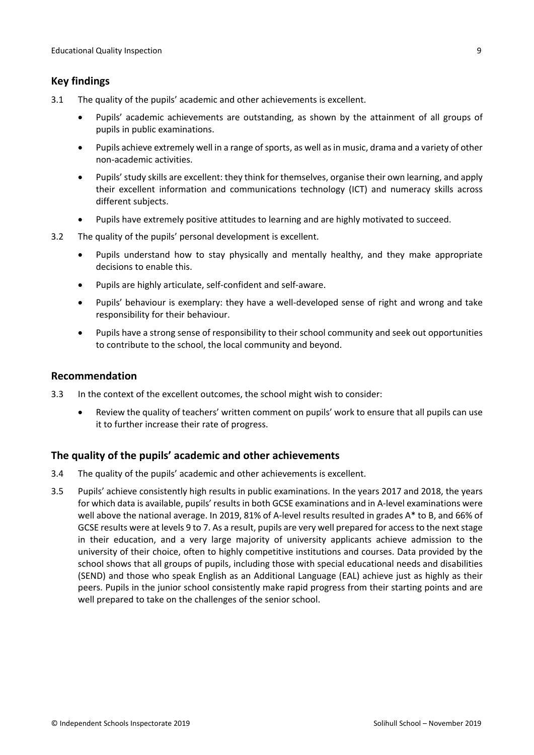## Key findings

3.1 The quality of the pupils' academic and other achievements is excellent.

- Pupils' academic achievements are outstanding, as shown by the attainment of all groups of pupils in public examinations.
- Pupils achieve extremely well in a range of sports, as well as in music, drama and a variety of other non-academic activities.
- Pupils' study skills are excellent: they think for themselves, organise their own learning, and apply their excellent information and communications technology (ICT) and numeracy skills across different subjects.
- Pupils have extremely positive attitudes to learning and are highly motivated to succeed.

3.2 The quality of the pupils' personal development is excellent.

- Pupils understand how to stay physically and mentally healthy, and they make appropriate decisions to enable this.
- Pupils are highly articulate, self-confident and self-aware.
- Pupils' behaviour is exemplary: they have a well-developed sense of right and wrong and take responsibility for their behaviour.
- Pupils have a strong sense of responsibility to their school community and seek out opportunities to contribute to the school, the local community and beyond.

## Recommendation

3.3 In the context of the excellent outcomes, the school might wish to consider:

- Review the quality of teachers' written comment on pupils' work to ensure that all pupils can use it to further increase their rate of progress.

## The quality of the pupils' academic and other achievements

3.4 The quality of the pupils' academic and other achievements is excellent.

3.5 Pupils' achieve consistently high results in public examinations. In the years 2017 and 2018, the years for which data is available, pupils' results in both GCSE examinations and in A-level examinations were well above the national average. In 2019, 81% of A-level results resulted in grades A* to B, and 66% of GCSE results were at levels 9 to 7. As a result, pupils are very well prepared for access to the next stage in their education, and a very large majority of university applicants achieve admission to the university of their choice, often to highly competitive institutions and courses. Data provided by the school shows that all groups of pupils, including those with special educational needs and disabilities (SEND) and those who speak English as an Additional Language (EAL) achieve just as highly as their peers. Pupils in the junior school consistently make rapid progress from their starting points and are well prepared to take on the challenges of the senior school.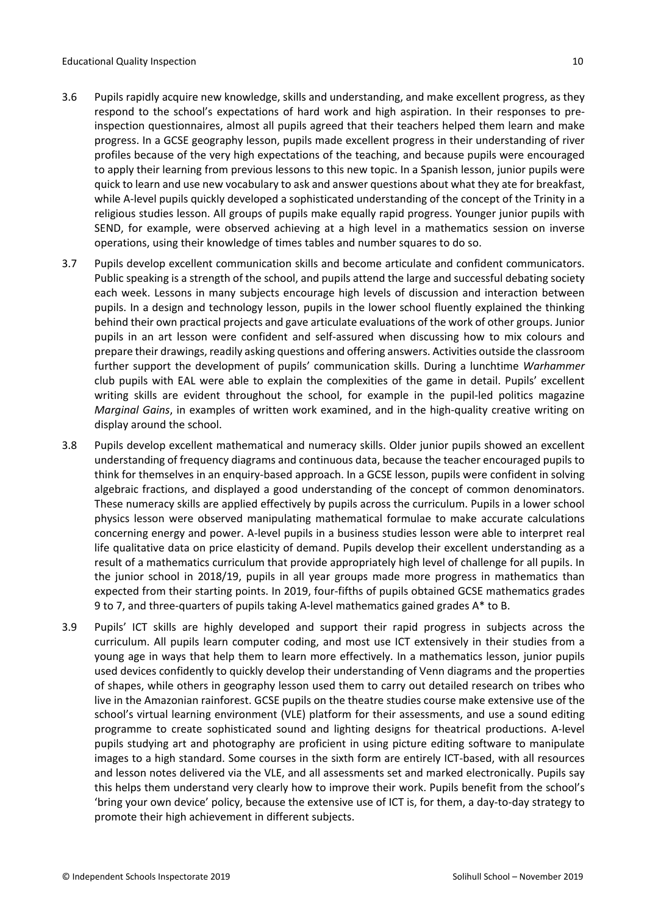3.6 Pupils rapidly acquire new knowledge, skills and understanding, and make excellent progress, as they respond to the school's expectations of hard work and high aspiration. In their responses to pre-inspection questionnaires, almost all pupils agreed that their teachers helped them learn and make progress. In a GCSE geography lesson, pupils made excellent progress in their understanding of river profiles because of the very high expectations of the teaching, and because pupils were encouraged to apply their learning from previous lessons to this new topic. In a Spanish lesson, junior pupils were quick to learn and use new vocabulary to ask and answer questions about what they ate for breakfast, while A-level pupils quickly developed a sophisticated understanding of the concept of the Trinity in a religious studies lesson. All groups of pupils make equally rapid progress. Younger junior pupils with SEND, for example, were observed achieving at a high level in a mathematics session on inverse operations, using their knowledge of times tables and number squares to do so.

3.7 Pupils develop excellent communication skills and become articulate and confident communicators. Public speaking is a strength of the school, and pupils attend the large and successful debating society each week. Lessons in many subjects encourage high levels of discussion and interaction between pupils. In a design and technology lesson, pupils in the lower school fluently explained the thinking behind their own practical projects and gave articulate evaluations of the work of other groups. Junior pupils in an art lesson were confident and self-assured when discussing how to mix colours and prepare their drawings, readily asking questions and offering answers. Activities outside the classroom further support the development of pupils' communication skills. During a lunchtime *Warhammer* club pupils with EAL were able to explain the complexities of the game in detail. Pupils' excellent writing skills are evident throughout the school, for example in the pupil-led politics magazine *Marginal Gains*, in examples of written work examined, and in the high-quality creative writing on display around the school.

3.8 Pupils develop excellent mathematical and numeracy skills. Older junior pupils showed an excellent understanding of frequency diagrams and continuous data, because the teacher encouraged pupils to think for themselves in an enquiry-based approach. In a GCSE lesson, pupils were confident in solving algebraic fractions, and displayed a good understanding of the concept of common denominators. These numeracy skills are applied effectively by pupils across the curriculum. Pupils in a lower school physics lesson were observed manipulating mathematical formulae to make accurate calculations concerning energy and power. A-level pupils in a business studies lesson were able to interpret real life qualitative data on price elasticity of demand. Pupils develop their excellent understanding as a result of a mathematics curriculum that provide appropriately high level of challenge for all pupils. In the junior school in 2018/19, pupils in all year groups made more progress in mathematics than expected from their starting points. In 2019, four-fifths of pupils obtained GCSE mathematics grades 9 to 7, and three-quarters of pupils taking A-level mathematics gained grades A* to B.

3.9 Pupils' ICT skills are highly developed and support their rapid progress in subjects across the curriculum. All pupils learn computer coding, and most use ICT extensively in their studies from a young age in ways that help them to learn more effectively. In a mathematics lesson, junior pupils used devices confidently to quickly develop their understanding of Venn diagrams and the properties of shapes, while others in geography lesson used them to carry out detailed research on tribes who live in the Amazonian rainforest. GCSE pupils on the theatre studies course make extensive use of the school's virtual learning environment (VLE) platform for their assessments, and use a sound editing programme to create sophisticated sound and lighting designs for theatrical productions. A-level pupils studying art and photography are proficient in using picture editing software to manipulate images to a high standard. Some courses in the sixth form are entirely ICT-based, with all resources and lesson notes delivered via the VLE, and all assessments set and marked electronically. Pupils say this helps them understand very clearly how to improve their work. Pupils benefit from the school's 'bring your own device' policy, because the extensive use of ICT is, for them, a day-to-day strategy to promote their high achievement in different subjects.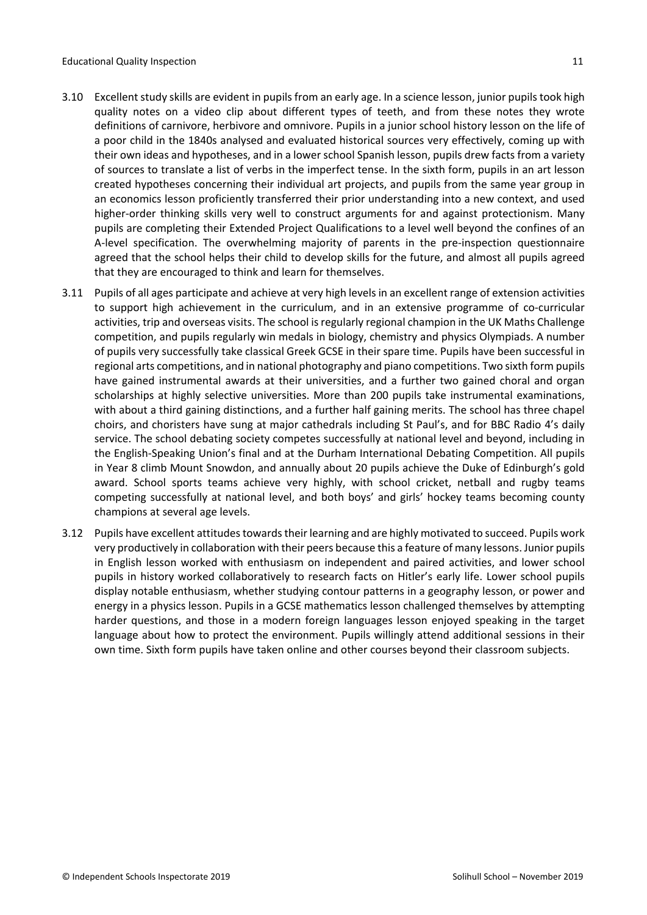3.10 Excellent study skills are evident in pupils from an early age. In a science lesson, junior pupils took high quality notes on a video clip about different types of teeth, and from these notes they wrote definitions of carnivore, herbivore and omnivore. Pupils in a junior school history lesson on the life of a poor child in the 1840s analysed and evaluated historical sources very effectively, coming up with their own ideas and hypotheses, and in a lower school Spanish lesson, pupils drew facts from a variety of sources to translate a list of verbs in the imperfect tense. In the sixth form, pupils in an art lesson created hypotheses concerning their individual art projects, and pupils from the same year group in an economics lesson proficiently transferred their prior understanding into a new context, and used higher-order thinking skills very well to construct arguments for and against protectionism. Many pupils are completing their Extended Project Qualifications to a level well beyond the confines of an A-level specification. The overwhelming majority of parents in the pre-inspection questionnaire agreed that the school helps their child to develop skills for the future, and almost all pupils agreed that they are encouraged to think and learn for themselves.

3.11 Pupils of all ages participate and achieve at very high levels in an excellent range of extension activities to support high achievement in the curriculum, and in an extensive programme of co-curricular activities, trip and overseas visits. The school is regularly regional champion in the UK Maths Challenge competition, and pupils regularly win medals in biology, chemistry and physics Olympiads. A number of pupils very successfully take classical Greek GCSE in their spare time. Pupils have been successful in regional arts competitions, and in national photography and piano competitions. Two sixth form pupils have gained instrumental awards at their universities, and a further two gained choral and organ scholarships at highly selective universities. More than 200 pupils take instrumental examinations, with about a third gaining distinctions, and a further half gaining merits. The school has three chapel choirs, and choristers have sung at major cathedrals including St Paul's, and for BBC Radio 4's daily service. The school debating society competes successfully at national level and beyond, including in the English-Speaking Union's final and at the Durham International Debating Competition. All pupils in Year 8 climb Mount Snowdon, and annually about 20 pupils achieve the Duke of Edinburgh's gold award. School sports teams achieve very highly, with school cricket, netball and rugby teams competing successfully at national level, and both boys' and girls' hockey teams becoming county champions at several age levels.

3.12 Pupils have excellent attitudes towards their learning and are highly motivated to succeed. Pupils work very productively in collaboration with their peers because this a feature of many lessons. Junior pupils in English lesson worked with enthusiasm on independent and paired activities, and lower school pupils in history worked collaboratively to research facts on Hitler's early life. Lower school pupils display notable enthusiasm, whether studying contour patterns in a geography lesson, or power and energy in a physics lesson. Pupils in a GCSE mathematics lesson challenged themselves by attempting harder questions, and those in a modern foreign languages lesson enjoyed speaking in the target language about how to protect the environment. Pupils willingly attend additional sessions in their own time. Sixth form pupils have taken online and other courses beyond their classroom subjects.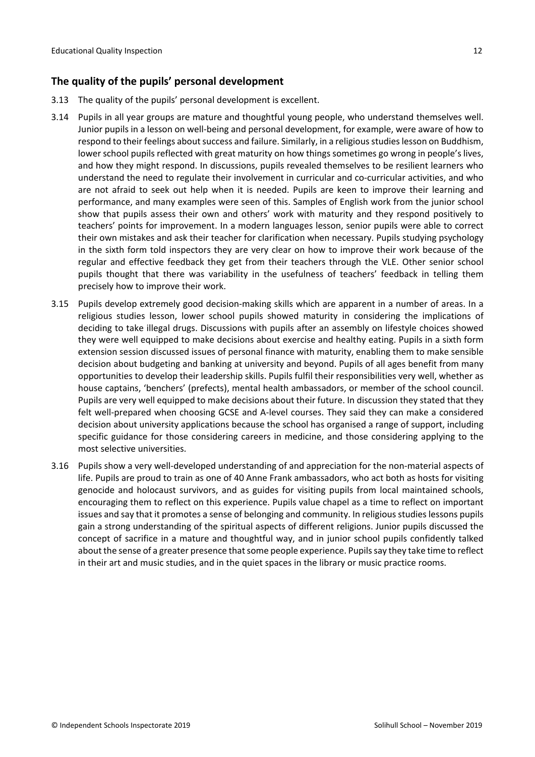## The quality of the pupils' personal development

3.13 The quality of the pupils' personal development is excellent.

3.14 Pupils in all year groups are mature and thoughtful young people, who understand themselves well. Junior pupils in a lesson on well-being and personal development, for example, were aware of how to respond to their feelings about success and failure. Similarly, in a religious studies lesson on Buddhism, lower school pupils reflected with great maturity on how things sometimes go wrong in people's lives, and how they might respond. In discussions, pupils revealed themselves to be resilient learners who understand the need to regulate their involvement in curricular and co-curricular activities, and who are not afraid to seek out help when it is needed. Pupils are keen to improve their learning and performance, and many examples were seen of this. Samples of English work from the junior school show that pupils assess their own and others' work with maturity and they respond positively to teachers' points for improvement. In a modern languages lesson, senior pupils were able to correct their own mistakes and ask their teacher for clarification when necessary. Pupils studying psychology in the sixth form told inspectors they are very clear on how to improve their work because of the regular and effective feedback they get from their teachers through the VLE. Other senior school pupils thought that there was variability in the usefulness of teachers' feedback in telling them precisely how to improve their work.

3.15 Pupils develop extremely good decision-making skills which are apparent in a number of areas. In a religious studies lesson, lower school pupils showed maturity in considering the implications of deciding to take illegal drugs. Discussions with pupils after an assembly on lifestyle choices showed they were well equipped to make decisions about exercise and healthy eating. Pupils in a sixth form extension session discussed issues of personal finance with maturity, enabling them to make sensible decision about budgeting and banking at university and beyond. Pupils of all ages benefit from many opportunities to develop their leadership skills. Pupils fulfil their responsibilities very well, whether as house captains, 'benchers' (prefects), mental health ambassadors, or member of the school council. Pupils are very well equipped to make decisions about their future. In discussion they stated that they felt well-prepared when choosing GCSE and A-level courses. They said they can make a considered decision about university applications because the school has organised a range of support, including specific guidance for those considering careers in medicine, and those considering applying to the most selective universities.

3.16 Pupils show a very well-developed understanding of and appreciation for the non-material aspects of life. Pupils are proud to train as one of 40 Anne Frank ambassadors, who act both as hosts for visiting genocide and holocaust survivors, and as guides for visiting pupils from local maintained schools, encouraging them to reflect on this experience. Pupils value chapel as a time to reflect on important issues and say that it promotes a sense of belonging and community. In religious studies lessons pupils gain a strong understanding of the spiritual aspects of different religions. Junior pupils discussed the concept of sacrifice in a mature and thoughtful way, and in junior school pupils confidently talked about the sense of a greater presence that some people experience. Pupils say they take time to reflect in their art and music studies, and in the quiet spaces in the library or music practice rooms.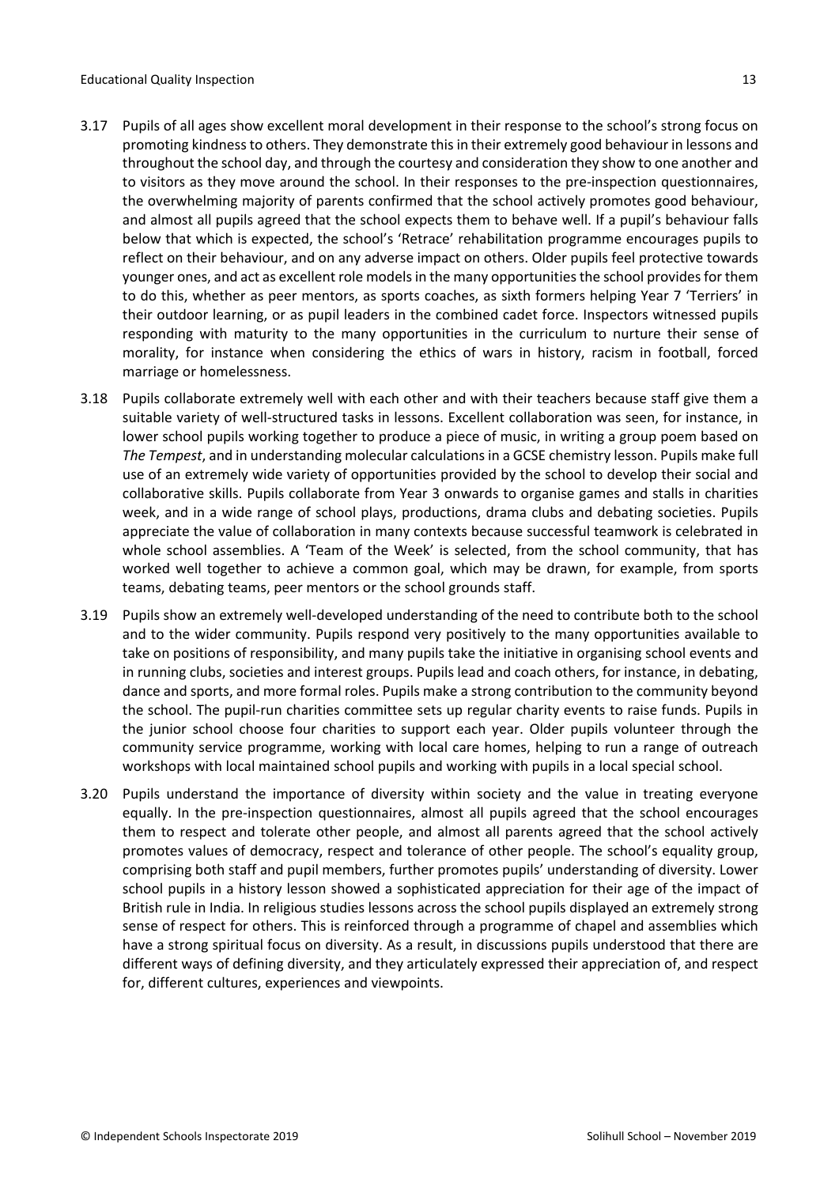3.17 Pupils of all ages show excellent moral development in their response to the school's strong focus on promoting kindness to others. They demonstrate this in their extremely good behaviour in lessons and throughout the school day, and through the courtesy and consideration they show to one another and to visitors as they move around the school. In their responses to the pre-inspection questionnaires, the overwhelming majority of parents confirmed that the school actively promotes good behaviour, and almost all pupils agreed that the school expects them to behave well. If a pupil's behaviour falls below that which is expected, the school's 'Retrace' rehabilitation programme encourages pupils to reflect on their behaviour, and on any adverse impact on others. Older pupils feel protective towards younger ones, and act as excellent role models in the many opportunities the school provides for them to do this, whether as peer mentors, as sports coaches, as sixth formers helping Year 7 'Terriers' in their outdoor learning, or as pupil leaders in the combined cadet force. Inspectors witnessed pupils responding with maturity to the many opportunities in the curriculum to nurture their sense of morality, for instance when considering the ethics of wars in history, racism in football, forced marriage or homelessness.

3.18 Pupils collaborate extremely well with each other and with their teachers because staff give them a suitable variety of well-structured tasks in lessons. Excellent collaboration was seen, for instance, in lower school pupils working together to produce a piece of music, in writing a group poem based on *The Tempest*, and in understanding molecular calculations in a GCSE chemistry lesson. Pupils make full use of an extremely wide variety of opportunities provided by the school to develop their social and collaborative skills. Pupils collaborate from Year 3 onwards to organise games and stalls in charities week, and in a wide range of school plays, productions, drama clubs and debating societies. Pupils appreciate the value of collaboration in many contexts because successful teamwork is celebrated in whole school assemblies. A 'Team of the Week' is selected, from the school community, that has worked well together to achieve a common goal, which may be drawn, for example, from sports teams, debating teams, peer mentors or the school grounds staff.

3.19 Pupils show an extremely well-developed understanding of the need to contribute both to the school and to the wider community. Pupils respond very positively to the many opportunities available to take on positions of responsibility, and many pupils take the initiative in organising school events and in running clubs, societies and interest groups. Pupils lead and coach others, for instance, in debating, dance and sports, and more formal roles. Pupils make a strong contribution to the community beyond the school. The pupil-run charities committee sets up regular charity events to raise funds. Pupils in the junior school choose four charities to support each year. Older pupils volunteer through the community service programme, working with local care homes, helping to run a range of outreach workshops with local maintained school pupils and working with pupils in a local special school.

3.20 Pupils understand the importance of diversity within society and the value in treating everyone equally. In the pre-inspection questionnaires, almost all pupils agreed that the school encourages them to respect and tolerate other people, and almost all parents agreed that the school actively promotes values of democracy, respect and tolerance of other people. The school's equality group, comprising both staff and pupil members, further promotes pupils' understanding of diversity. Lower school pupils in a history lesson showed a sophisticated appreciation for their age of the impact of British rule in India. In religious studies lessons across the school pupils displayed an extremely strong sense of respect for others. This is reinforced through a programme of chapel and assemblies which have a strong spiritual focus on diversity. As a result, in discussions pupils understood that there are different ways of defining diversity, and they articulately expressed their appreciation of, and respect for, different cultures, experiences and viewpoints.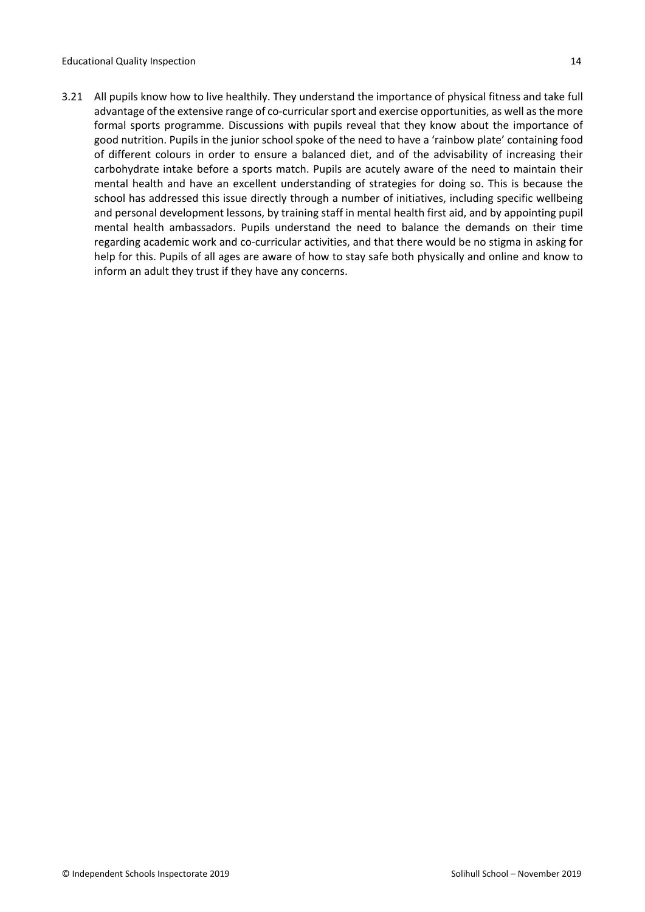3.21 All pupils know how to live healthily. They understand the importance of physical fitness and take full advantage of the extensive range of co-curricular sport and exercise opportunities, as well as the more formal sports programme. Discussions with pupils reveal that they know about the importance of good nutrition. Pupils in the junior school spoke of the need to have a 'rainbow plate' containing food of different colours in order to ensure a balanced diet, and of the advisability of increasing their carbohydrate intake before a sports match. Pupils are acutely aware of the need to maintain their mental health and have an excellent understanding of strategies for doing so. This is because the school has addressed this issue directly through a number of initiatives, including specific wellbeing and personal development lessons, by training staff in mental health first aid, and by appointing pupil mental health ambassadors. Pupils understand the need to balance the demands on their time regarding academic work and co-curricular activities, and that there would be no stigma in asking for help for this. Pupils of all ages are aware of how to stay safe both physically and online and know to inform an adult they trust if they have any concerns.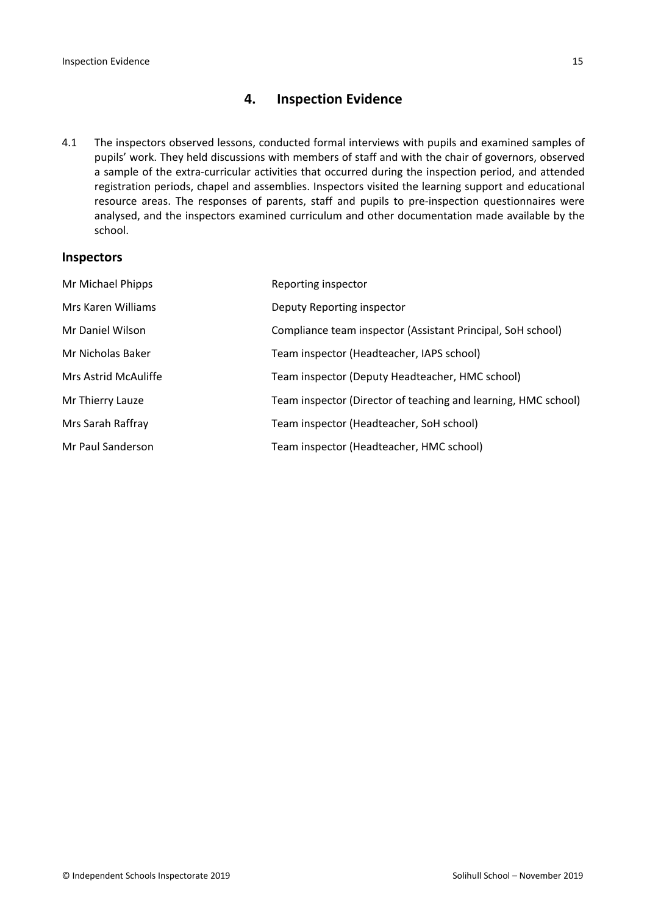## 4. Inspection Evidence

4.1 The inspectors observed lessons, conducted formal interviews with pupils and examined samples of pupils' work. They held discussions with members of staff and with the chair of governors, observed a sample of the extra-curricular activities that occurred during the inspection period, and attended registration periods, chapel and assemblies. Inspectors visited the learning support and educational resource areas. The responses of parents, staff and pupils to pre-inspection questionnaires were analysed, and the inspectors examined curriculum and other documentation made available by the school.

### Inspectors

| | |
|---|---|
| Mr Michael Phipps | Reporting inspector |
| Mrs Karen Williams | Deputy Reporting inspector |
| Mr Daniel Wilson | Compliance team inspector (Assistant Principal, SoH school) |
| Mr Nicholas Baker | Team inspector (Headteacher, IAPS school) |
| Mrs Astrid McAuliffe | Team inspector (Deputy Headteacher, HMC school) |
| Mr Thierry Lauze | Team inspector (Director of teaching and learning, HMC school) |
| Mrs Sarah Raffray | Team inspector (Headteacher, SoH school) |
| Mr Paul Sanderson | Team inspector (Headteacher, HMC school) |